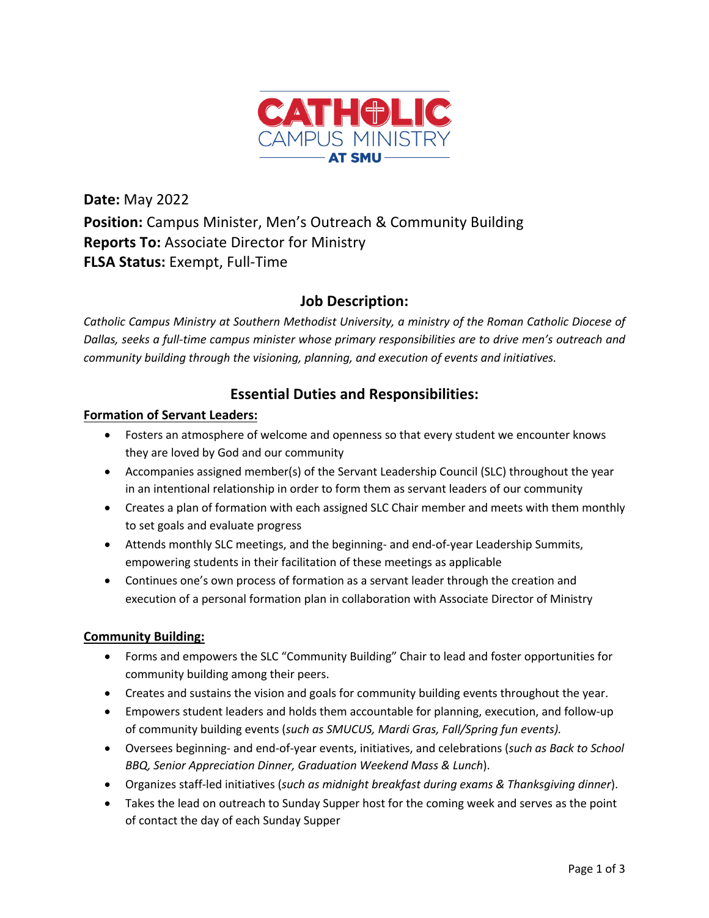# CATHOLIC CAMPUS MINISTRY AT SMU

**Date:** May 2022
**Position:** Campus Minister, Men's Outreach & Community Building
**Reports To:** Associate Director for Ministry
**FLSA Status:** Exempt, Full-Time

## Job Description:

*Catholic Campus Ministry at Southern Methodist University, a ministry of the Roman Catholic Diocese of Dallas, seeks a full-time campus minister whose primary responsibilities are to drive men's outreach and community building through the visioning, planning, and execution of events and initiatives.*

## Essential Duties and Responsibilities:

### Formation of Servant Leaders:

- Fosters an atmosphere of welcome and openness so that every student we encounter knows they are loved by God and our community
- Accompanies assigned member(s) of the Servant Leadership Council (SLC) throughout the year in an intentional relationship in order to form them as servant leaders of our community
- Creates a plan of formation with each assigned SLC Chair member and meets with them monthly to set goals and evaluate progress
- Attends monthly SLC meetings, and the beginning- and end-of-year Leadership Summits, empowering students in their facilitation of these meetings as applicable
- Continues one's own process of formation as a servant leader through the creation and execution of a personal formation plan in collaboration with Associate Director of Ministry

### Community Building:

- Forms and empowers the SLC "Community Building" Chair to lead and foster opportunities for community building among their peers.
- Creates and sustains the vision and goals for community building events throughout the year.
- Empowers student leaders and holds them accountable for planning, execution, and follow-up of community building events (*such as SMUCUS, Mardi Gras, Fall/Spring fun events).*
- Oversees beginning- and end-of-year events, initiatives, and celebrations (*such as Back to School BBQ, Senior Appreciation Dinner, Graduation Weekend Mass & Lunch*).
- Organizes staff-led initiatives (*such as midnight breakfast during exams & Thanksgiving dinner*).
- Takes the lead on outreach to Sunday Supper host for the coming week and serves as the point of contact the day of each Sunday Supper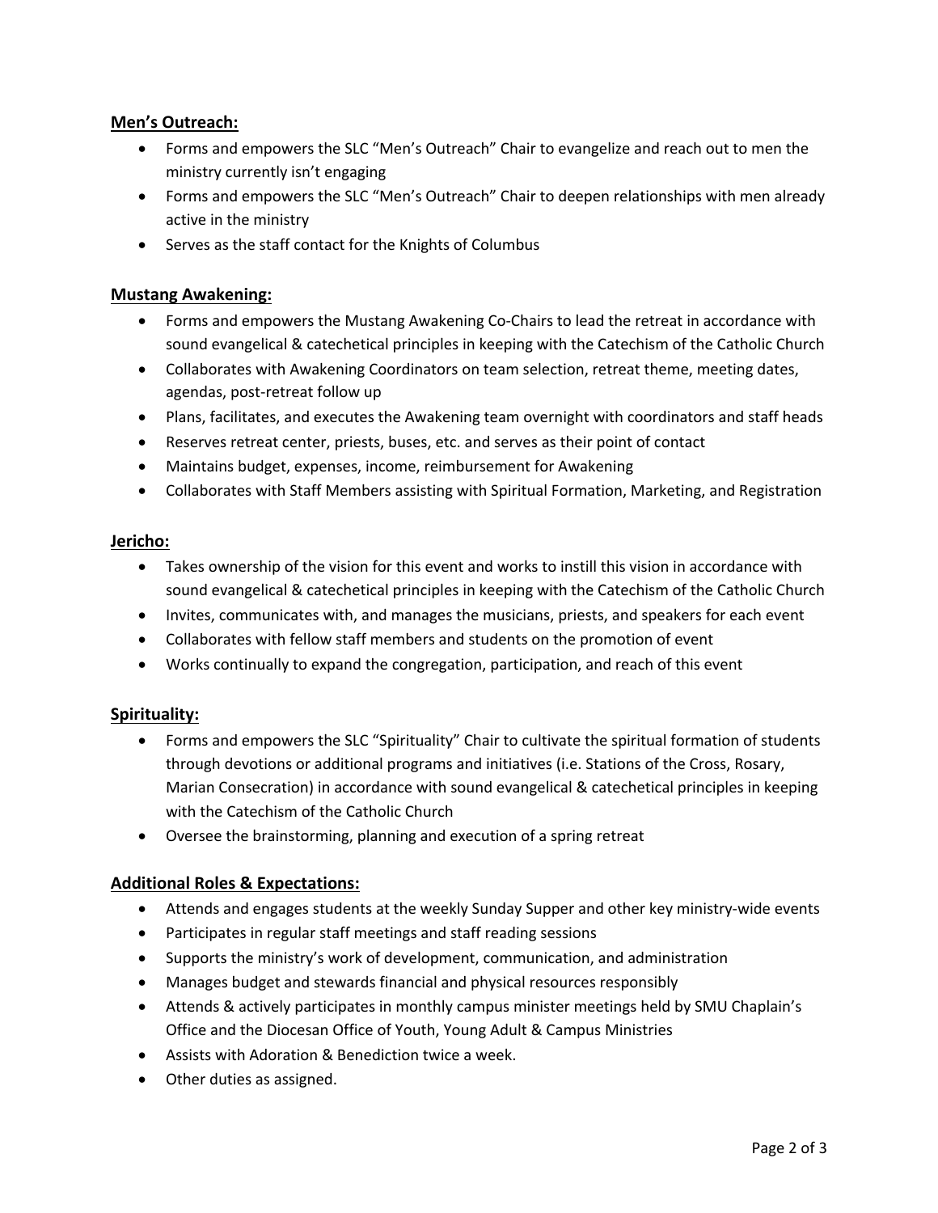**Men's Outreach:**

- Forms and empowers the SLC "Men's Outreach" Chair to evangelize and reach out to men the ministry currently isn't engaging
- Forms and empowers the SLC "Men's Outreach" Chair to deepen relationships with men already active in the ministry
- Serves as the staff contact for the Knights of Columbus

**Mustang Awakening:**

- Forms and empowers the Mustang Awakening Co-Chairs to lead the retreat in accordance with sound evangelical & catechetical principles in keeping with the Catechism of the Catholic Church
- Collaborates with Awakening Coordinators on team selection, retreat theme, meeting dates, agendas, post-retreat follow up
- Plans, facilitates, and executes the Awakening team overnight with coordinators and staff heads
- Reserves retreat center, priests, buses, etc. and serves as their point of contact
- Maintains budget, expenses, income, reimbursement for Awakening
- Collaborates with Staff Members assisting with Spiritual Formation, Marketing, and Registration

**Jericho:**

- Takes ownership of the vision for this event and works to instill this vision in accordance with sound evangelical & catechetical principles in keeping with the Catechism of the Catholic Church
- Invites, communicates with, and manages the musicians, priests, and speakers for each event
- Collaborates with fellow staff members and students on the promotion of event
- Works continually to expand the congregation, participation, and reach of this event

**Spirituality:**

- Forms and empowers the SLC "Spirituality" Chair to cultivate the spiritual formation of students through devotions or additional programs and initiatives (i.e. Stations of the Cross, Rosary, Marian Consecration) in accordance with sound evangelical & catechetical principles in keeping with the Catechism of the Catholic Church
- Oversee the brainstorming, planning and execution of a spring retreat

**Additional Roles & Expectations:**

- Attends and engages students at the weekly Sunday Supper and other key ministry-wide events
- Participates in regular staff meetings and staff reading sessions
- Supports the ministry's work of development, communication, and administration
- Manages budget and stewards financial and physical resources responsibly
- Attends & actively participates in monthly campus minister meetings held by SMU Chaplain's Office and the Diocesan Office of Youth, Young Adult & Campus Ministries
- Assists with Adoration & Benediction twice a week.
- Other duties as assigned.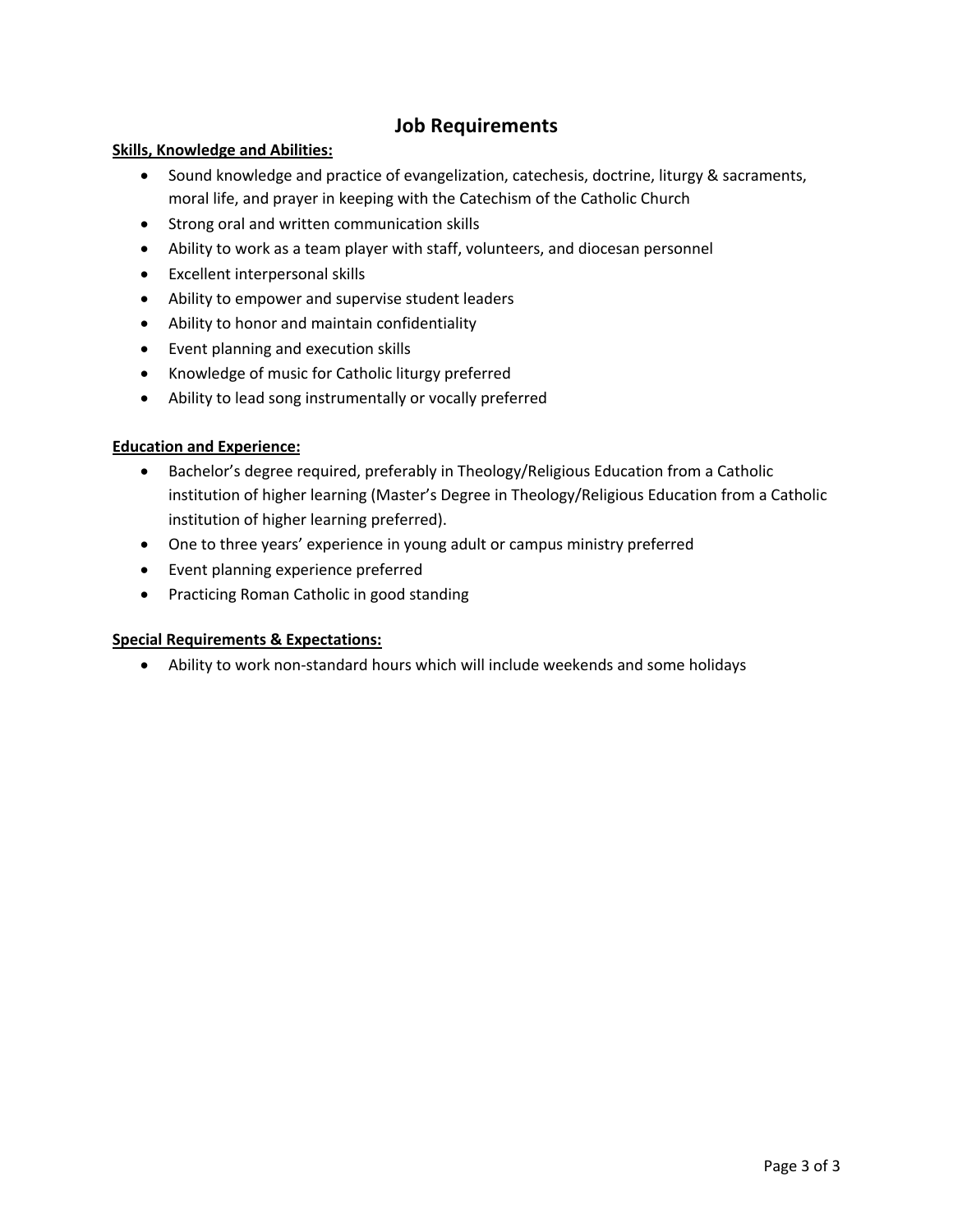# Job Requirements

**Skills, Knowledge and Abilities:**

- Sound knowledge and practice of evangelization, catechesis, doctrine, liturgy & sacraments, moral life, and prayer in keeping with the Catechism of the Catholic Church
- Strong oral and written communication skills
- Ability to work as a team player with staff, volunteers, and diocesan personnel
- Excellent interpersonal skills
- Ability to empower and supervise student leaders
- Ability to honor and maintain confidentiality
- Event planning and execution skills
- Knowledge of music for Catholic liturgy preferred
- Ability to lead song instrumentally or vocally preferred

**Education and Experience:**

- Bachelor's degree required, preferably in Theology/Religious Education from a Catholic institution of higher learning (Master's Degree in Theology/Religious Education from a Catholic institution of higher learning preferred).
- One to three years' experience in young adult or campus ministry preferred
- Event planning experience preferred
- Practicing Roman Catholic in good standing

**Special Requirements & Expectations:**

- Ability to work non-standard hours which will include weekends and some holidays